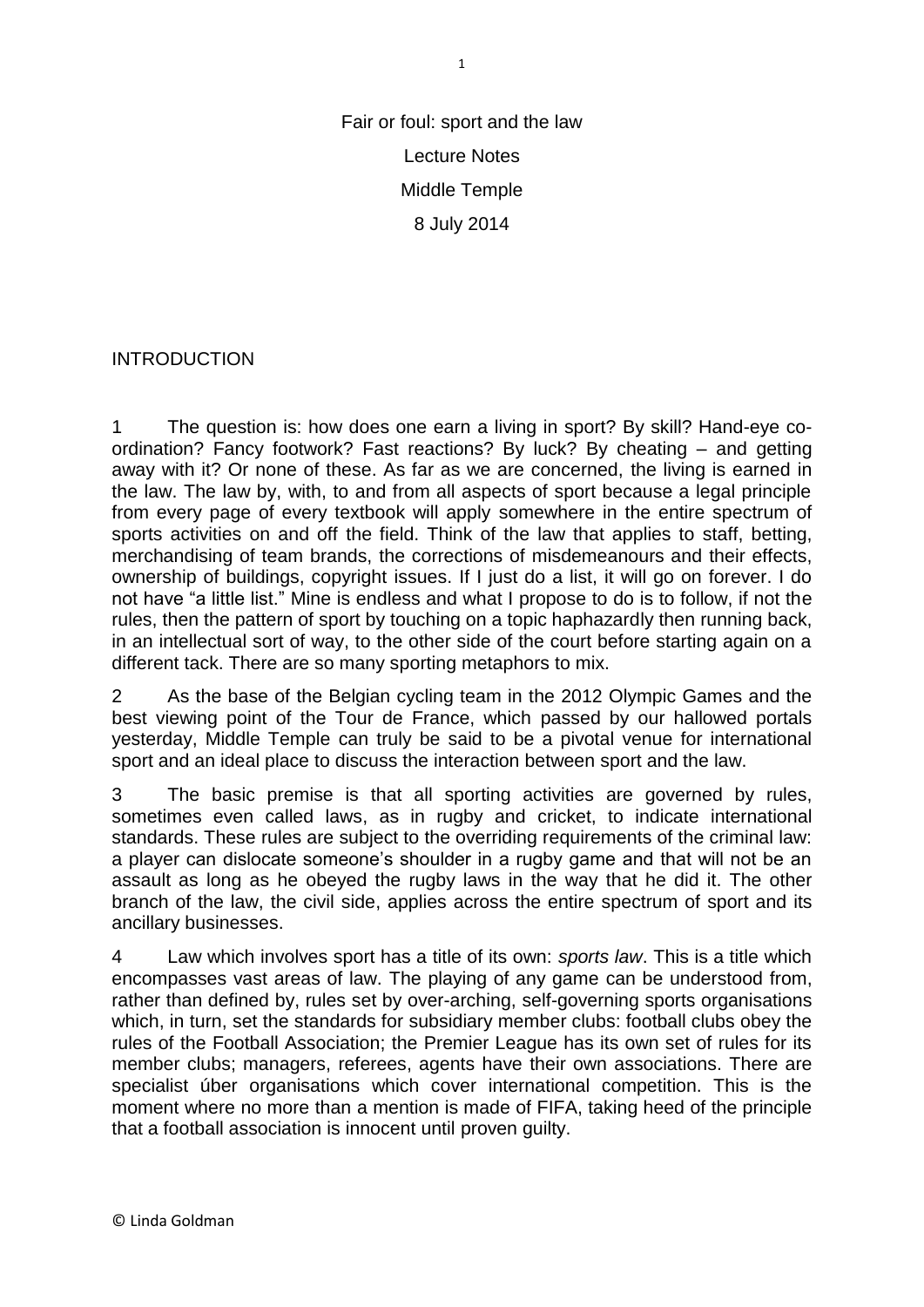Fair or foul: sport and the law

Lecture Notes

Middle Temple

8 July 2014

## INTRODUCTION

1 The question is: how does one earn a living in sport? By skill? Hand-eye co-ordination? Fancy footwork? Fast reactions? By luck? By cheating – and getting away with it? Or none of these. As far as we are concerned, the living is earned in the law. The law by, with, to and from all aspects of sport because a legal principle from every page of every textbook will apply somewhere in the entire spectrum of sports activities on and off the field. Think of the law that applies to staff, betting, merchandising of team brands, the corrections of misdemeanours and their effects, ownership of buildings, copyright issues. If I just do a list, it will go on forever. I do not have "a little list." Mine is endless and what I propose to do is to follow, if not the rules, then the pattern of sport by touching on a topic haphazardly then running back, in an intellectual sort of way, to the other side of the court before starting again on a different tack. There are so many sporting metaphors to mix.

2 As the base of the Belgian cycling team in the 2012 Olympic Games and the best viewing point of the Tour de France, which passed by our hallowed portals yesterday, Middle Temple can truly be said to be a pivotal venue for international sport and an ideal place to discuss the interaction between sport and the law.

3 The basic premise is that all sporting activities are governed by rules, sometimes even called laws, as in rugby and cricket, to indicate international standards. These rules are subject to the overriding requirements of the criminal law: a player can dislocate someone's shoulder in a rugby game and that will not be an assault as long as he obeyed the rugby laws in the way that he did it. The other branch of the law, the civil side, applies across the entire spectrum of sport and its ancillary businesses.

4 Law which involves sport has a title of its own: *sports law*. This is a title which encompasses vast areas of law. The playing of any game can be understood from, rather than defined by, rules set by over-arching, self-governing sports organisations which, in turn, set the standards for subsidiary member clubs: football clubs obey the rules of the Football Association; the Premier League has its own set of rules for its member clubs; managers, referees, agents have their own associations. There are specialist úber organisations which cover international competition. This is the moment where no more than a mention is made of FIFA, taking heed of the principle that a football association is innocent until proven guilty.

© Linda Goldman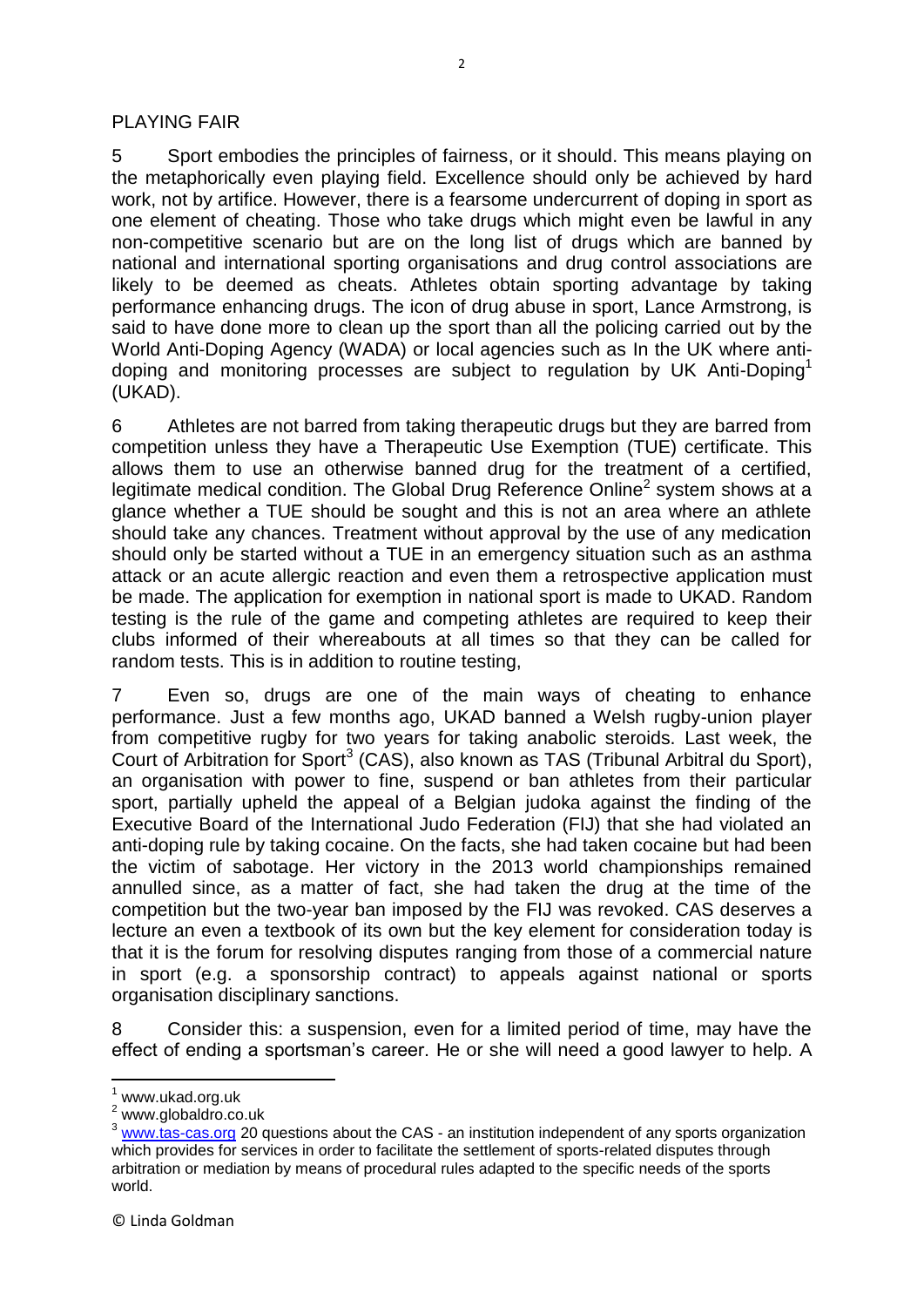## PLAYING FAIR

5 Sport embodies the principles of fairness, or it should. This means playing on the metaphorically even playing field. Excellence should only be achieved by hard work, not by artifice. However, there is a fearsome undercurrent of doping in sport as one element of cheating. Those who take drugs which might even be lawful in any non-competitive scenario but are on the long list of drugs which are banned by national and international sporting organisations and drug control associations are likely to be deemed as cheats. Athletes obtain sporting advantage by taking performance enhancing drugs. The icon of drug abuse in sport, Lance Armstrong, is said to have done more to clean up the sport than all the policing carried out by the World Anti-Doping Agency (WADA) or local agencies such as In the UK where anti-doping and monitoring processes are subject to regulation by UK Anti-Doping[1] (UKAD).

6 Athletes are not barred from taking therapeutic drugs but they are barred from competition unless they have a Therapeutic Use Exemption (TUE) certificate. This allows them to use an otherwise banned drug for the treatment of a certified, legitimate medical condition. The Global Drug Reference Online[2] system shows at a glance whether a TUE should be sought and this is not an area where an athlete should take any chances. Treatment without approval by the use of any medication should only be started without a TUE in an emergency situation such as an asthma attack or an acute allergic reaction and even them a retrospective application must be made. The application for exemption in national sport is made to UKAD. Random testing is the rule of the game and competing athletes are required to keep their clubs informed of their whereabouts at all times so that they can be called for random tests. This is in addition to routine testing,

7 Even so, drugs are one of the main ways of cheating to enhance performance. Just a few months ago, UKAD banned a Welsh rugby-union player from competitive rugby for two years for taking anabolic steroids. Last week, the Court of Arbitration for Sport[3] (CAS), also known as TAS (Tribunal Arbitral du Sport), an organisation with power to fine, suspend or ban athletes from their particular sport, partially upheld the appeal of a Belgian judoka against the finding of the Executive Board of the International Judo Federation (FIJ) that she had violated an anti-doping rule by taking cocaine. On the facts, she had taken cocaine but had been the victim of sabotage. Her victory in the 2013 world championships remained annulled since, as a matter of fact, she had taken the drug at the time of the competition but the two-year ban imposed by the FIJ was revoked. CAS deserves a lecture an even a textbook of its own but the key element for consideration today is that it is the forum for resolving disputes ranging from those of a commercial nature in sport (e.g. a sponsorship contract) to appeals against national or sports organisation disciplinary sanctions.

8 Consider this: a suspension, even for a limited period of time, may have the effect of ending a sportsman's career. He or she will need a good lawyer to help. A

---

[1] www.ukad.org.uk

[2] www.globaldro.co.uk

[3] www.tas-cas.org 20 questions about the CAS - an institution independent of any sports organization which provides for services in order to facilitate the settlement of sports-related disputes through arbitration or mediation by means of procedural rules adapted to the specific needs of the sports world.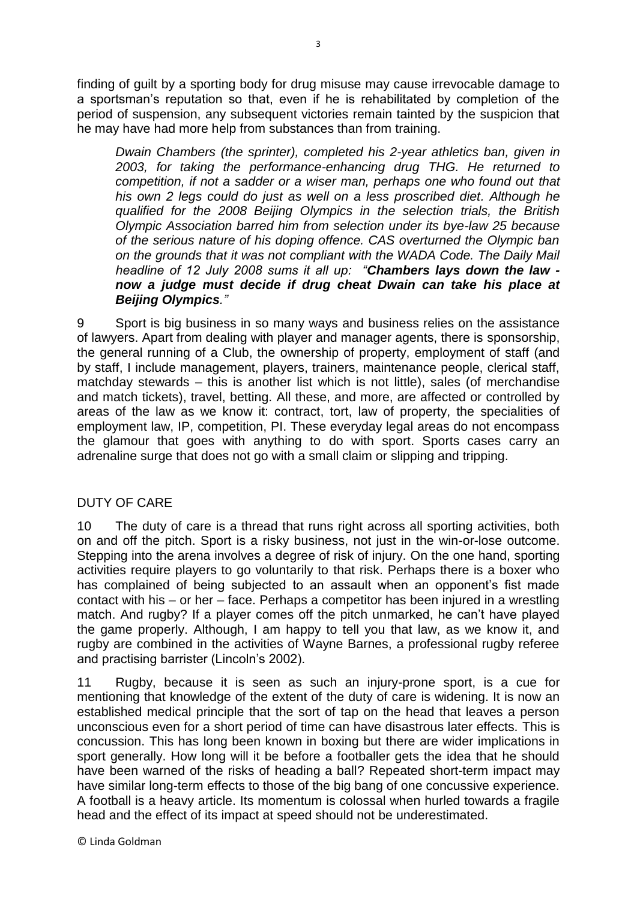finding of guilt by a sporting body for drug misuse may cause irrevocable damage to a sportsman's reputation so that, even if he is rehabilitated by completion of the period of suspension, any subsequent victories remain tainted by the suspicion that he may have had more help from substances than from training.

> *Dwain Chambers (the sprinter), completed his 2-year athletics ban, given in 2003, for taking the performance-enhancing drug THG. He returned to competition, if not a sadder or a wiser man, perhaps one who found out that his own 2 legs could do just as well on a less proscribed diet. Although he qualified for the 2008 Beijing Olympics in the selection trials, the British Olympic Association barred him from selection under its bye-law 25 because of the serious nature of his doping offence. CAS overturned the Olympic ban on the grounds that it was not compliant with the WADA Code. The Daily Mail headline of 12 July 2008 sums it all up: "**Chambers lays down the law - now a judge must decide if drug cheat Dwain can take his place at Beijing Olympics**."*

9 Sport is big business in so many ways and business relies on the assistance of lawyers. Apart from dealing with player and manager agents, there is sponsorship, the general running of a Club, the ownership of property, employment of staff (and by staff, I include management, players, trainers, maintenance people, clerical staff, matchday stewards – this is another list which is not little), sales (of merchandise and match tickets), travel, betting. All these, and more, are affected or controlled by areas of the law as we know it: contract, tort, law of property, the specialities of employment law, IP, competition, PI. These everyday legal areas do not encompass the glamour that goes with anything to do with sport. Sports cases carry an adrenaline surge that does not go with a small claim or slipping and tripping.

## DUTY OF CARE

10 The duty of care is a thread that runs right across all sporting activities, both on and off the pitch. Sport is a risky business, not just in the win-or-lose outcome. Stepping into the arena involves a degree of risk of injury. On the one hand, sporting activities require players to go voluntarily to that risk. Perhaps there is a boxer who has complained of being subjected to an assault when an opponent's fist made contact with his – or her – face. Perhaps a competitor has been injured in a wrestling match. And rugby? If a player comes off the pitch unmarked, he can't have played the game properly. Although, I am happy to tell you that law, as we know it, and rugby are combined in the activities of Wayne Barnes, a professional rugby referee and practising barrister (Lincoln's 2002).

11 Rugby, because it is seen as such an injury-prone sport, is a cue for mentioning that knowledge of the extent of the duty of care is widening. It is now an established medical principle that the sort of tap on the head that leaves a person unconscious even for a short period of time can have disastrous later effects. This is concussion. This has long been known in boxing but there are wider implications in sport generally. How long will it be before a footballer gets the idea that he should have been warned of the risks of heading a ball? Repeated short-term impact may have similar long-term effects to those of the big bang of one concussive experience. A football is a heavy article. Its momentum is colossal when hurled towards a fragile head and the effect of its impact at speed should not be underestimated.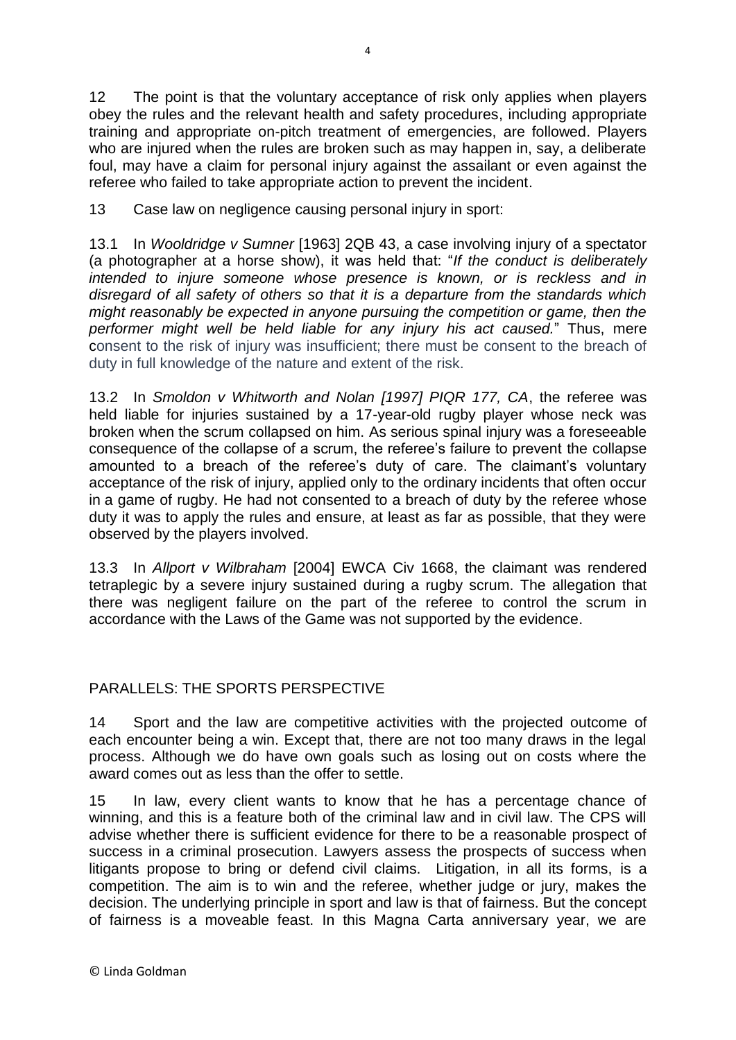12 The point is that the voluntary acceptance of risk only applies when players obey the rules and the relevant health and safety procedures, including appropriate training and appropriate on-pitch treatment of emergencies, are followed. Players who are injured when the rules are broken such as may happen in, say, a deliberate foul, may have a claim for personal injury against the assailant or even against the referee who failed to take appropriate action to prevent the incident.

13 Case law on negligence causing personal injury in sport:

13.1 In *Wooldridge v Sumner* [1963] 2QB 43, a case involving injury of a spectator (a photographer at a horse show), it was held that: "*If the conduct is deliberately intended to injure someone whose presence is known, or is reckless and in disregard of all safety of others so that it is a departure from the standards which might reasonably be expected in anyone pursuing the competition or game, then the performer might well be held liable for any injury his act caused.*" Thus, mere consent to the risk of injury was insufficient; there must be consent to the breach of duty in full knowledge of the nature and extent of the risk.

13.2 In *Smoldon v Whitworth and Nolan [1997] PIQR 177, CA*, the referee was held liable for injuries sustained by a 17-year-old rugby player whose neck was broken when the scrum collapsed on him. As serious spinal injury was a foreseeable consequence of the collapse of a scrum, the referee's failure to prevent the collapse amounted to a breach of the referee's duty of care. The claimant's voluntary acceptance of the risk of injury, applied only to the ordinary incidents that often occur in a game of rugby. He had not consented to a breach of duty by the referee whose duty it was to apply the rules and ensure, at least as far as possible, that they were observed by the players involved.

13.3 In *Allport v Wilbraham* [2004] EWCA Civ 1668, the claimant was rendered tetraplegic by a severe injury sustained during a rugby scrum. The allegation that there was negligent failure on the part of the referee to control the scrum in accordance with the Laws of the Game was not supported by the evidence.

## PARALLELS: THE SPORTS PERSPECTIVE

14 Sport and the law are competitive activities with the projected outcome of each encounter being a win. Except that, there are not too many draws in the legal process. Although we do have own goals such as losing out on costs where the award comes out as less than the offer to settle.

15 In law, every client wants to know that he has a percentage chance of winning, and this is a feature both of the criminal law and in civil law. The CPS will advise whether there is sufficient evidence for there to be a reasonable prospect of success in a criminal prosecution. Lawyers assess the prospects of success when litigants propose to bring or defend civil claims. Litigation, in all its forms, is a competition. The aim is to win and the referee, whether judge or jury, makes the decision. The underlying principle in sport and law is that of fairness. But the concept of fairness is a moveable feast. In this Magna Carta anniversary year, we are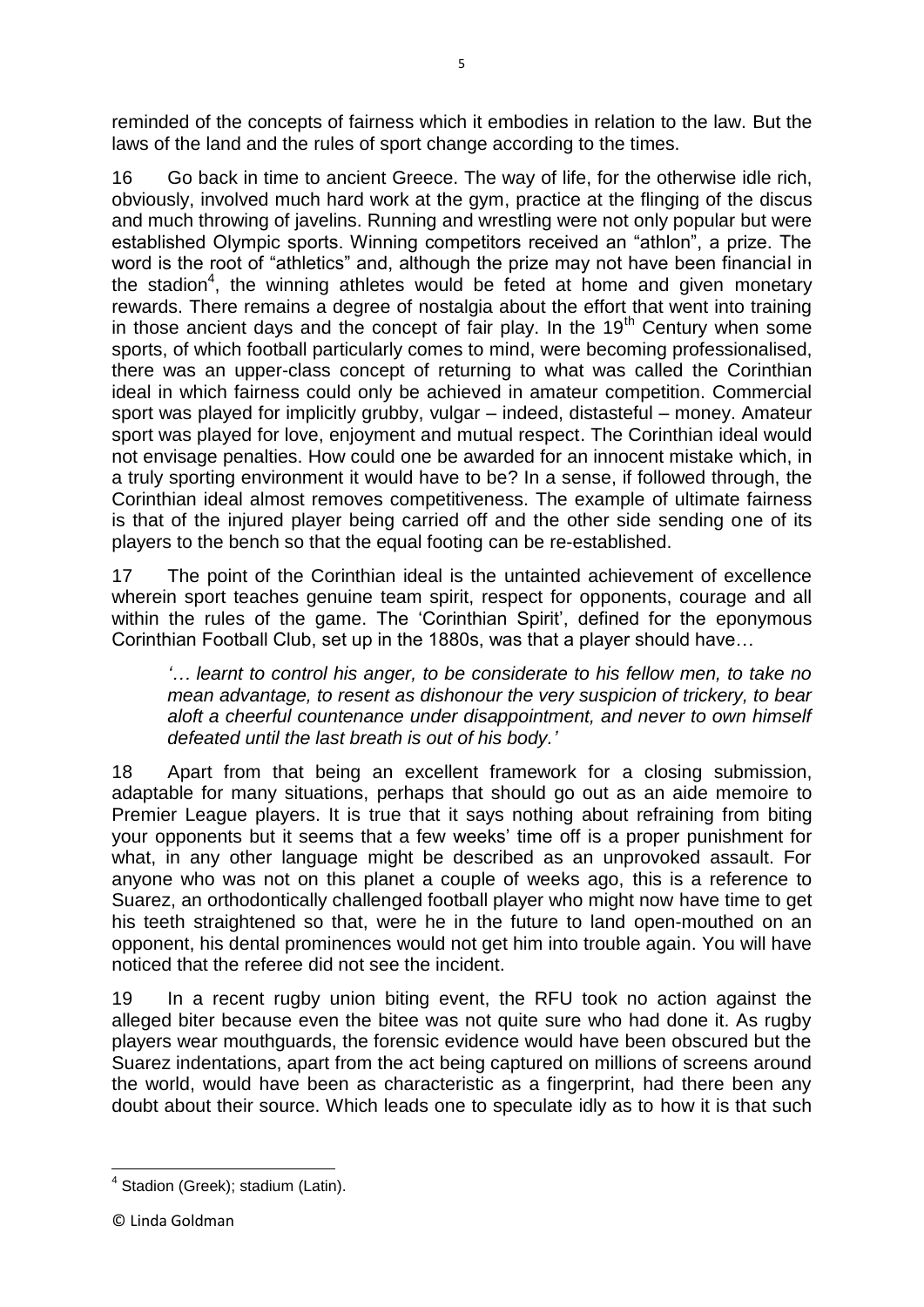reminded of the concepts of fairness which it embodies in relation to the law. But the laws of the land and the rules of sport change according to the times.

16 Go back in time to ancient Greece. The way of life, for the otherwise idle rich, obviously, involved much hard work at the gym, practice at the flinging of the discus and much throwing of javelins. Running and wrestling were not only popular but were established Olympic sports. Winning competitors received an "athlon", a prize. The word is the root of "athletics" and, although the prize may not have been financial in the stadion[4], the winning athletes would be feted at home and given monetary rewards. There remains a degree of nostalgia about the effort that went into training in those ancient days and the concept of fair play. In the 19th Century when some sports, of which football particularly comes to mind, were becoming professionalised, there was an upper-class concept of returning to what was called the Corinthian ideal in which fairness could only be achieved in amateur competition. Commercial sport was played for implicitly grubby, vulgar – indeed, distasteful – money. Amateur sport was played for love, enjoyment and mutual respect. The Corinthian ideal would not envisage penalties. How could one be awarded for an innocent mistake which, in a truly sporting environment it would have to be? In a sense, if followed through, the Corinthian ideal almost removes competitiveness. The example of ultimate fairness is that of the injured player being carried off and the other side sending one of its players to the bench so that the equal footing can be re-established.

17 The point of the Corinthian ideal is the untainted achievement of excellence wherein sport teaches genuine team spirit, respect for opponents, courage and all within the rules of the game. The 'Corinthian Spirit', defined for the eponymous Corinthian Football Club, set up in the 1880s, was that a player should have…

> *'… learnt to control his anger, to be considerate to his fellow men, to take no mean advantage, to resent as dishonour the very suspicion of trickery, to bear aloft a cheerful countenance under disappointment, and never to own himself defeated until the last breath is out of his body.'*

18 Apart from that being an excellent framework for a closing submission, adaptable for many situations, perhaps that should go out as an aide memoire to Premier League players. It is true that it says nothing about refraining from biting your opponents but it seems that a few weeks' time off is a proper punishment for what, in any other language might be described as an unprovoked assault. For anyone who was not on this planet a couple of weeks ago, this is a reference to Suarez, an orthodontically challenged football player who might now have time to get his teeth straightened so that, were he in the future to land open-mouthed on an opponent, his dental prominences would not get him into trouble again. You will have noticed that the referee did not see the incident.

19 In a recent rugby union biting event, the RFU took no action against the alleged biter because even the bitee was not quite sure who had done it. As rugby players wear mouthguards, the forensic evidence would have been obscured but the Suarez indentations, apart from the act being captured on millions of screens around the world, would have been as characteristic as a fingerprint, had there been any doubt about their source. Which leads one to speculate idly as to how it is that such

[4] Stadion (Greek); stadium (Latin).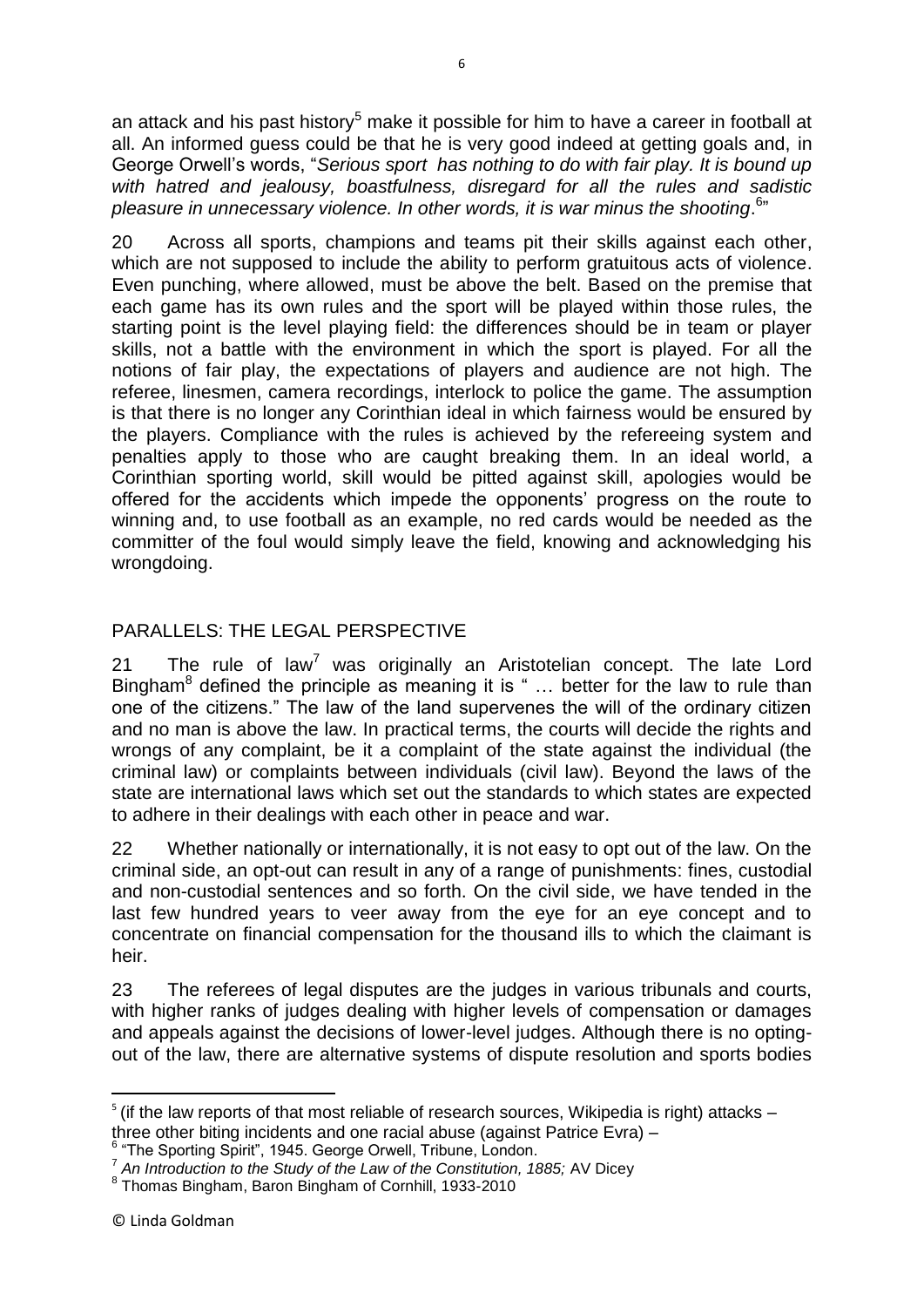an attack and his past history[5] make it possible for him to have a career in football at all. An informed guess could be that he is very good indeed at getting goals and, in George Orwell's words, "*Serious sport has nothing to do with fair play. It is bound up with hatred and jealousy, boastfulness, disregard for all the rules and sadistic pleasure in unnecessary violence. In other words, it is war minus the shooting*.[6]"

20 Across all sports, champions and teams pit their skills against each other, which are not supposed to include the ability to perform gratuitous acts of violence. Even punching, where allowed, must be above the belt. Based on the premise that each game has its own rules and the sport will be played within those rules, the starting point is the level playing field: the differences should be in team or player skills, not a battle with the environment in which the sport is played. For all the notions of fair play, the expectations of players and audience are not high. The referee, linesmen, camera recordings, interlock to police the game. The assumption is that there is no longer any Corinthian ideal in which fairness would be ensured by the players. Compliance with the rules is achieved by the refereeing system and penalties apply to those who are caught breaking them. In an ideal world, a Corinthian sporting world, skill would be pitted against skill, apologies would be offered for the accidents which impede the opponents' progress on the route to winning and, to use football as an example, no red cards would be needed as the committer of the foul would simply leave the field, knowing and acknowledging his wrongdoing.

## PARALLELS: THE LEGAL PERSPECTIVE

21 The rule of law[7] was originally an Aristotelian concept. The late Lord Bingham[8] defined the principle as meaning it is " … better for the law to rule than one of the citizens." The law of the land supervenes the will of the ordinary citizen and no man is above the law. In practical terms, the courts will decide the rights and wrongs of any complaint, be it a complaint of the state against the individual (the criminal law) or complaints between individuals (civil law). Beyond the laws of the state are international laws which set out the standards to which states are expected to adhere in their dealings with each other in peace and war.

22 Whether nationally or internationally, it is not easy to opt out of the law. On the criminal side, an opt-out can result in any of a range of punishments: fines, custodial and non-custodial sentences and so forth. On the civil side, we have tended in the last few hundred years to veer away from the eye for an eye concept and to concentrate on financial compensation for the thousand ills to which the claimant is heir.

23 The referees of legal disputes are the judges in various tribunals and courts, with higher ranks of judges dealing with higher levels of compensation or damages and appeals against the decisions of lower-level judges. Although there is no opting-out of the law, there are alternative systems of dispute resolution and sports bodies

---

[5] (if the law reports of that most reliable of research sources, Wikipedia is right) attacks – three other biting incidents and one racial abuse (against Patrice Evra) –

[6] "The Sporting Spirit", 1945. George Orwell, Tribune, London.

[7] *An Introduction to the Study of the Law of the Constitution, 1885;* AV Dicey

[8] Thomas Bingham, Baron Bingham of Cornhill, 1933-2010

© Linda Goldman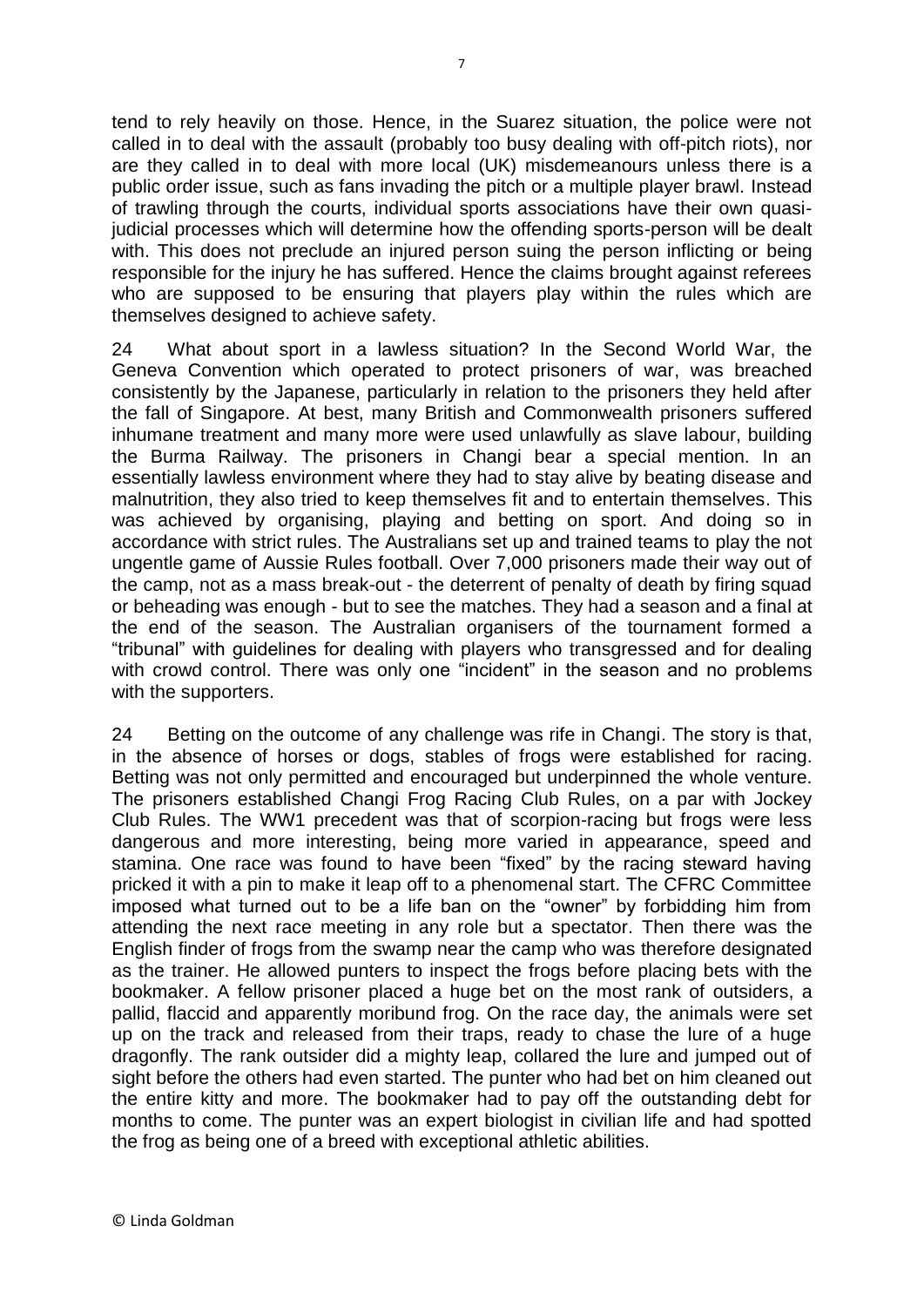tend to rely heavily on those. Hence, in the Suarez situation, the police were not called in to deal with the assault (probably too busy dealing with off-pitch riots), nor are they called in to deal with more local (UK) misdemeanours unless there is a public order issue, such as fans invading the pitch or a multiple player brawl. Instead of trawling through the courts, individual sports associations have their own quasi-judicial processes which will determine how the offending sports-person will be dealt with. This does not preclude an injured person suing the person inflicting or being responsible for the injury he has suffered. Hence the claims brought against referees who are supposed to be ensuring that players play within the rules which are themselves designed to achieve safety.

24 What about sport in a lawless situation? In the Second World War, the Geneva Convention which operated to protect prisoners of war, was breached consistently by the Japanese, particularly in relation to the prisoners they held after the fall of Singapore. At best, many British and Commonwealth prisoners suffered inhumane treatment and many more were used unlawfully as slave labour, building the Burma Railway. The prisoners in Changi bear a special mention. In an essentially lawless environment where they had to stay alive by beating disease and malnutrition, they also tried to keep themselves fit and to entertain themselves. This was achieved by organising, playing and betting on sport. And doing so in accordance with strict rules. The Australians set up and trained teams to play the not ungentle game of Aussie Rules football. Over 7,000 prisoners made their way out of the camp, not as a mass break-out - the deterrent of penalty of death by firing squad or beheading was enough - but to see the matches. They had a season and a final at the end of the season. The Australian organisers of the tournament formed a "tribunal" with guidelines for dealing with players who transgressed and for dealing with crowd control. There was only one "incident" in the season and no problems with the supporters.

24 Betting on the outcome of any challenge was rife in Changi. The story is that, in the absence of horses or dogs, stables of frogs were established for racing. Betting was not only permitted and encouraged but underpinned the whole venture. The prisoners established Changi Frog Racing Club Rules, on a par with Jockey Club Rules. The WW1 precedent was that of scorpion-racing but frogs were less dangerous and more interesting, being more varied in appearance, speed and stamina. One race was found to have been "fixed" by the racing steward having pricked it with a pin to make it leap off to a phenomenal start. The CFRC Committee imposed what turned out to be a life ban on the "owner" by forbidding him from attending the next race meeting in any role but a spectator. Then there was the English finder of frogs from the swamp near the camp who was therefore designated as the trainer. He allowed punters to inspect the frogs before placing bets with the bookmaker. A fellow prisoner placed a huge bet on the most rank of outsiders, a pallid, flaccid and apparently moribund frog. On the race day, the animals were set up on the track and released from their traps, ready to chase the lure of a huge dragonfly. The rank outsider did a mighty leap, collared the lure and jumped out of sight before the others had even started. The punter who had bet on him cleaned out the entire kitty and more. The bookmaker had to pay off the outstanding debt for months to come. The punter was an expert biologist in civilian life and had spotted the frog as being one of a breed with exceptional athletic abilities.

© Linda Goldman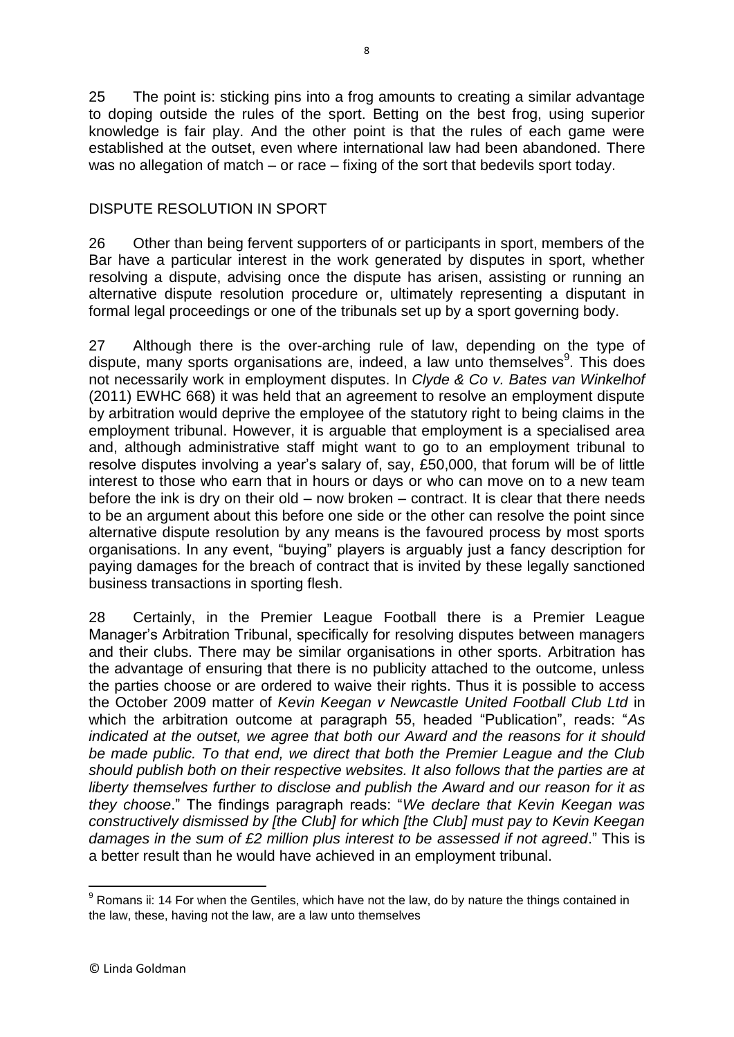25 The point is: sticking pins into a frog amounts to creating a similar advantage to doping outside the rules of the sport. Betting on the best frog, using superior knowledge is fair play. And the other point is that the rules of each game were established at the outset, even where international law had been abandoned. There was no allegation of match – or race – fixing of the sort that bedevils sport today.

## DISPUTE RESOLUTION IN SPORT

26 Other than being fervent supporters of or participants in sport, members of the Bar have a particular interest in the work generated by disputes in sport, whether resolving a dispute, advising once the dispute has arisen, assisting or running an alternative dispute resolution procedure or, ultimately representing a disputant in formal legal proceedings or one of the tribunals set up by a sport governing body.

27 Although there is the over-arching rule of law, depending on the type of dispute, many sports organisations are, indeed, a law unto themselves[9]. This does not necessarily work in employment disputes. In *Clyde & Co v. Bates van Winkelhof* (2011) EWHC 668) it was held that an agreement to resolve an employment dispute by arbitration would deprive the employee of the statutory right to being claims in the employment tribunal. However, it is arguable that employment is a specialised area and, although administrative staff might want to go to an employment tribunal to resolve disputes involving a year's salary of, say, £50,000, that forum will be of little interest to those who earn that in hours or days or who can move on to a new team before the ink is dry on their old – now broken – contract. It is clear that there needs to be an argument about this before one side or the other can resolve the point since alternative dispute resolution by any means is the favoured process by most sports organisations. In any event, "buying" players is arguably just a fancy description for paying damages for the breach of contract that is invited by these legally sanctioned business transactions in sporting flesh.

28 Certainly, in the Premier League Football there is a Premier League Manager's Arbitration Tribunal, specifically for resolving disputes between managers and their clubs. There may be similar organisations in other sports. Arbitration has the advantage of ensuring that there is no publicity attached to the outcome, unless the parties choose or are ordered to waive their rights. Thus it is possible to access the October 2009 matter of *Kevin Keegan v Newcastle United Football Club Ltd* in which the arbitration outcome at paragraph 55, headed "Publication", reads: "*As indicated at the outset, we agree that both our Award and the reasons for it should be made public. To that end, we direct that both the Premier League and the Club should publish both on their respective websites. It also follows that the parties are at liberty themselves further to disclose and publish the Award and our reason for it as they choose*." The findings paragraph reads: "*We declare that Kevin Keegan was constructively dismissed by [the Club] for which [the Club] must pay to Kevin Keegan damages in the sum of £2 million plus interest to be assessed if not agreed*." This is a better result than he would have achieved in an employment tribunal.

---

[9] Romans ii: 14 For when the Gentiles, which have not the law, do by nature the things contained in the law, these, having not the law, are a law unto themselves

© Linda Goldman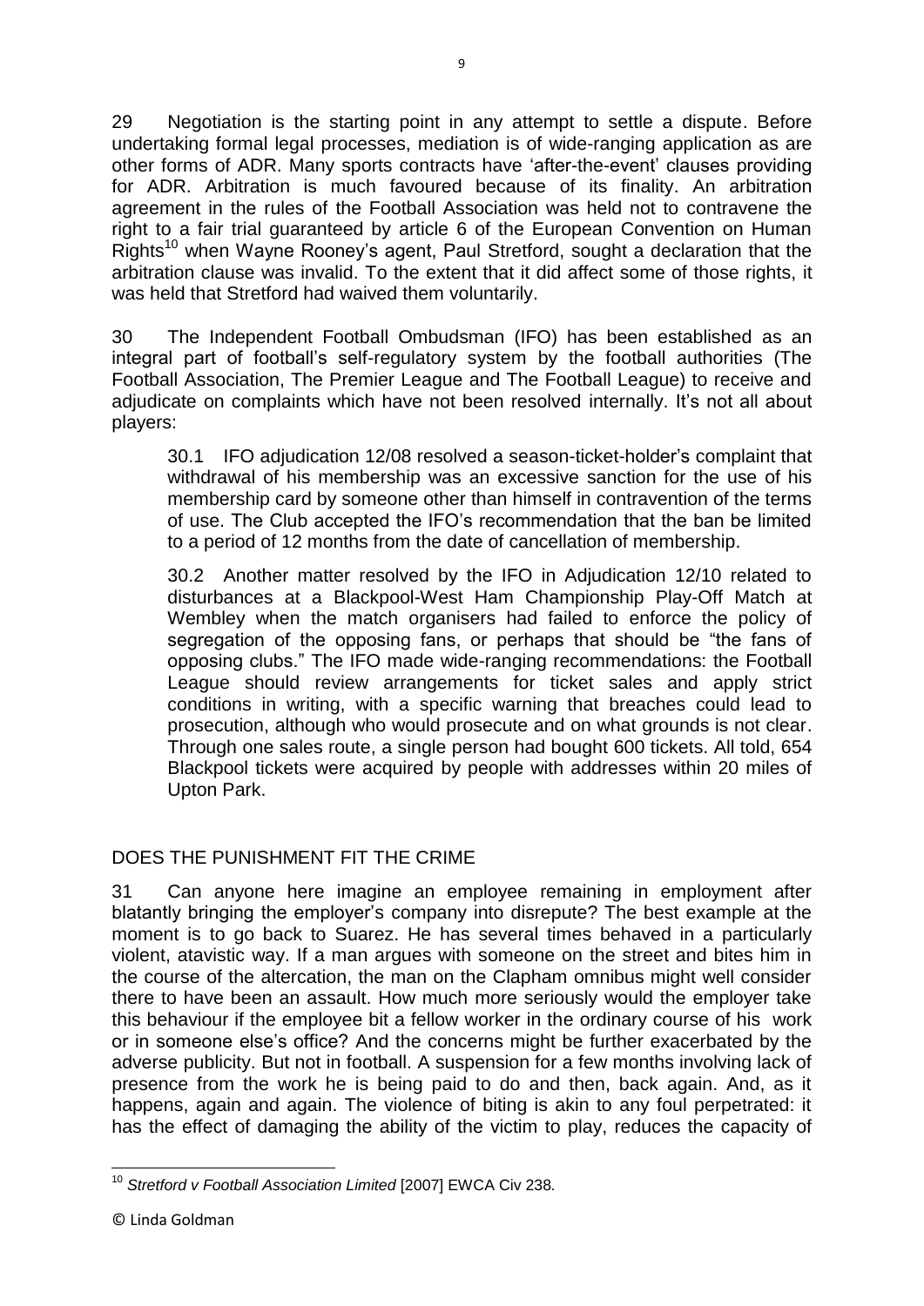29 Negotiation is the starting point in any attempt to settle a dispute. Before undertaking formal legal processes, mediation is of wide-ranging application as are other forms of ADR. Many sports contracts have 'after-the-event' clauses providing for ADR. Arbitration is much favoured because of its finality. An arbitration agreement in the rules of the Football Association was held not to contravene the right to a fair trial guaranteed by article 6 of the European Convention on Human Rights[10] when Wayne Rooney's agent, Paul Stretford, sought a declaration that the arbitration clause was invalid. To the extent that it did affect some of those rights, it was held that Stretford had waived them voluntarily.

30 The Independent Football Ombudsman (IFO) has been established as an integral part of football's self-regulatory system by the football authorities (The Football Association, The Premier League and The Football League) to receive and adjudicate on complaints which have not been resolved internally. It's not all about players:

> 30.1 IFO adjudication 12/08 resolved a season-ticket-holder's complaint that withdrawal of his membership was an excessive sanction for the use of his membership card by someone other than himself in contravention of the terms of use. The Club accepted the IFO's recommendation that the ban be limited to a period of 12 months from the date of cancellation of membership.
>
> 30.2 Another matter resolved by the IFO in Adjudication 12/10 related to disturbances at a Blackpool-West Ham Championship Play-Off Match at Wembley when the match organisers had failed to enforce the policy of segregation of the opposing fans, or perhaps that should be "the fans of opposing clubs." The IFO made wide-ranging recommendations: the Football League should review arrangements for ticket sales and apply strict conditions in writing, with a specific warning that breaches could lead to prosecution, although who would prosecute and on what grounds is not clear. Through one sales route, a single person had bought 600 tickets. All told, 654 Blackpool tickets were acquired by people with addresses within 20 miles of Upton Park.

## DOES THE PUNISHMENT FIT THE CRIME

31 Can anyone here imagine an employee remaining in employment after blatantly bringing the employer's company into disrepute? The best example at the moment is to go back to Suarez. He has several times behaved in a particularly violent, atavistic way. If a man argues with someone on the street and bites him in the course of the altercation, the man on the Clapham omnibus might well consider there to have been an assault. How much more seriously would the employer take this behaviour if the employee bit a fellow worker in the ordinary course of his work or in someone else's office? And the concerns might be further exacerbated by the adverse publicity. But not in football. A suspension for a few months involving lack of presence from the work he is being paid to do and then, back again. And, as it happens, again and again. The violence of biting is akin to any foul perpetrated: it has the effect of damaging the ability of the victim to play, reduces the capacity of

---

[10] *Stretford v Football Association Limited* [2007] EWCA Civ 238.

© Linda Goldman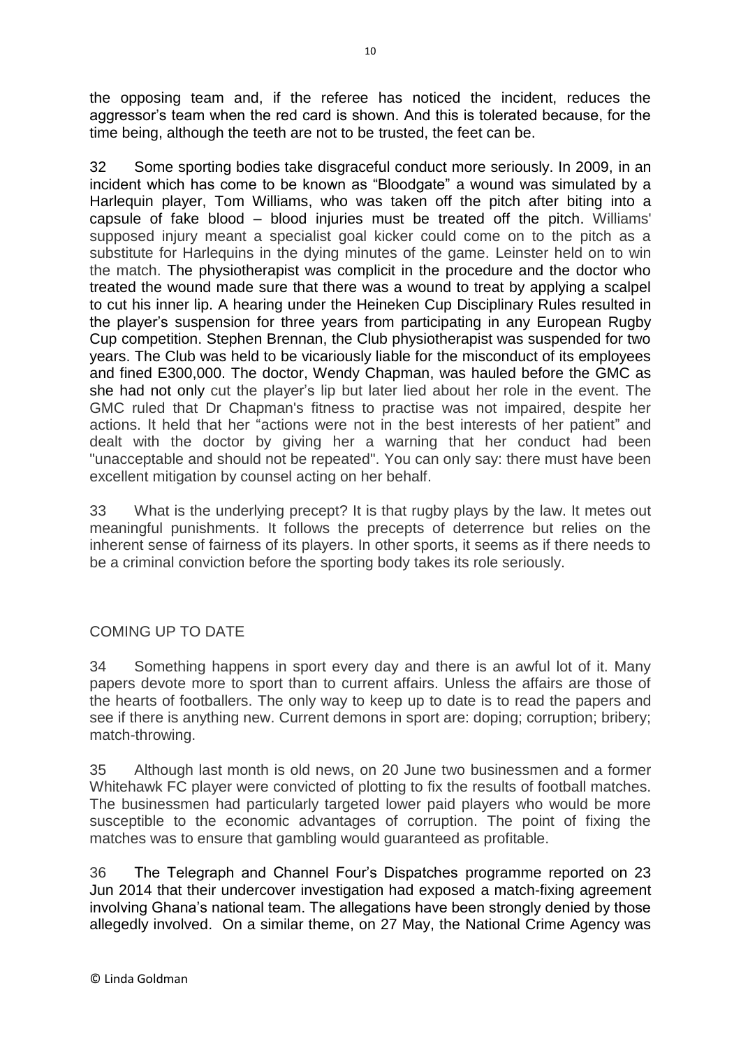the opposing team and, if the referee has noticed the incident, reduces the aggressor's team when the red card is shown. And this is tolerated because, for the time being, although the teeth are not to be trusted, the feet can be.

32 Some sporting bodies take disgraceful conduct more seriously. In 2009, in an incident which has come to be known as "Bloodgate" a wound was simulated by a Harlequin player, Tom Williams, who was taken off the pitch after biting into a capsule of fake blood – blood injuries must be treated off the pitch. Williams' supposed injury meant a specialist goal kicker could come on to the pitch as a substitute for Harlequins in the dying minutes of the game. Leinster held on to win the match. The physiotherapist was complicit in the procedure and the doctor who treated the wound made sure that there was a wound to treat by applying a scalpel to cut his inner lip. A hearing under the Heineken Cup Disciplinary Rules resulted in the player's suspension for three years from participating in any European Rugby Cup competition. Stephen Brennan, the Club physiotherapist was suspended for two years. The Club was held to be vicariously liable for the misconduct of its employees and fined E300,000. The doctor, Wendy Chapman, was hauled before the GMC as she had not only cut the player's lip but later lied about her role in the event. The GMC ruled that Dr Chapman's fitness to practise was not impaired, despite her actions. It held that her "actions were not in the best interests of her patient" and dealt with the doctor by giving her a warning that her conduct had been "unacceptable and should not be repeated". You can only say: there must have been excellent mitigation by counsel acting on her behalf.

33 What is the underlying precept? It is that rugby plays by the law. It metes out meaningful punishments. It follows the precepts of deterrence but relies on the inherent sense of fairness of its players. In other sports, it seems as if there needs to be a criminal conviction before the sporting body takes its role seriously.

## COMING UP TO DATE

34 Something happens in sport every day and there is an awful lot of it. Many papers devote more to sport than to current affairs. Unless the affairs are those of the hearts of footballers. The only way to keep up to date is to read the papers and see if there is anything new. Current demons in sport are: doping; corruption; bribery; match-throwing.

35 Although last month is old news, on 20 June two businessmen and a former Whitehawk FC player were convicted of plotting to fix the results of football matches. The businessmen had particularly targeted lower paid players who would be more susceptible to the economic advantages of corruption. The point of fixing the matches was to ensure that gambling would guaranteed as profitable.

36 The Telegraph and Channel Four's Dispatches programme reported on 23 Jun 2014 that their undercover investigation had exposed a match-fixing agreement involving Ghana's national team. The allegations have been strongly denied by those allegedly involved. On a similar theme, on 27 May, the National Crime Agency was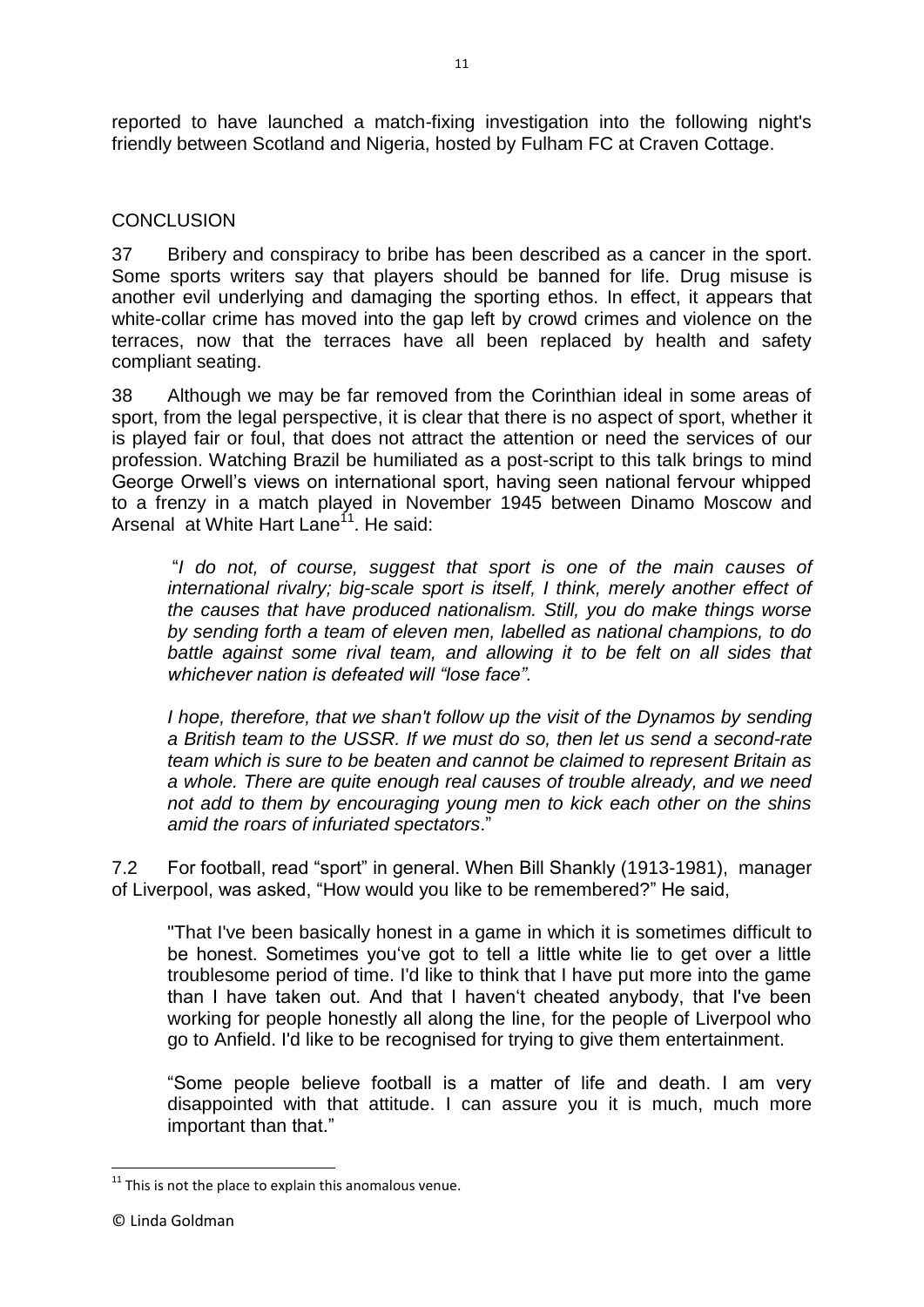reported to have launched a match-fixing investigation into the following night's friendly between Scotland and Nigeria, hosted by Fulham FC at Craven Cottage.

## CONCLUSION

37 Bribery and conspiracy to bribe has been described as a cancer in the sport. Some sports writers say that players should be banned for life. Drug misuse is another evil underlying and damaging the sporting ethos. In effect, it appears that white-collar crime has moved into the gap left by crowd crimes and violence on the terraces, now that the terraces have all been replaced by health and safety compliant seating.

38 Although we may be far removed from the Corinthian ideal in some areas of sport, from the legal perspective, it is clear that there is no aspect of sport, whether it is played fair or foul, that does not attract the attention or need the services of our profession. Watching Brazil be humiliated as a post-script to this talk brings to mind George Orwell's views on international sport, having seen national fervour whipped to a frenzy in a match played in November 1945 between Dinamo Moscow and Arsenal at White Hart Lane[11]. He said:

> "*I do not, of course, suggest that sport is one of the main causes of international rivalry; big-scale sport is itself, I think, merely another effect of the causes that have produced nationalism. Still, you do make things worse by sending forth a team of eleven men, labelled as national champions, to do battle against some rival team, and allowing it to be felt on all sides that whichever nation is defeated will "lose face".*
>
> *I hope, therefore, that we shan't follow up the visit of the Dynamos by sending a British team to the USSR. If we must do so, then let us send a second-rate team which is sure to be beaten and cannot be claimed to represent Britain as a whole. There are quite enough real causes of trouble already, and we need not add to them by encouraging young men to kick each other on the shins amid the roars of infuriated spectators*."

7.2 For football, read "sport" in general. When Bill Shankly (1913-1981), manager of Liverpool, was asked, "How would you like to be remembered?" He said,

> "That I've been basically honest in a game in which it is sometimes difficult to be honest. Sometimes you've got to tell a little white lie to get over a little troublesome period of time. I'd like to think that I have put more into the game than I have taken out. And that I haven't cheated anybody, that I've been working for people honestly all along the line, for the people of Liverpool who go to Anfield. I'd like to be recognised for trying to give them entertainment.
>
> "Some people believe football is a matter of life and death. I am very disappointed with that attitude. I can assure you it is much, much more important than that."

[11] This is not the place to explain this anomalous venue.

© Linda Goldman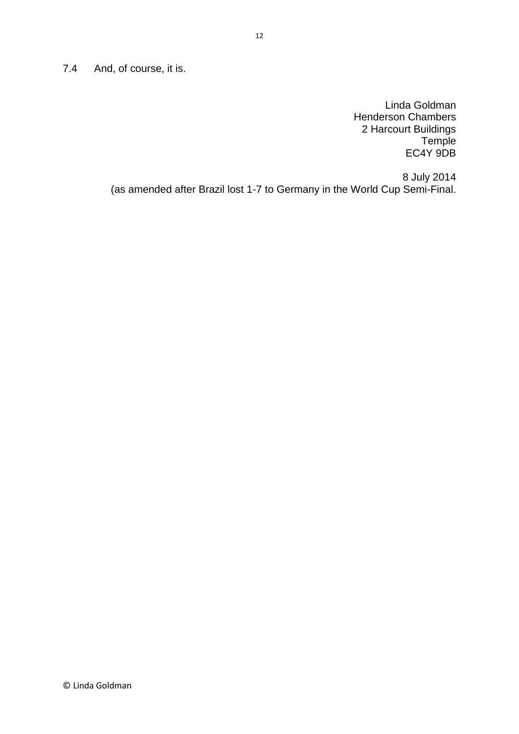7.4 And, of course, it is.

Linda Goldman
Henderson Chambers
2 Harcourt Buildings
Temple
EC4Y 9DB

8 July 2014
(as amended after Brazil lost 1-7 to Germany in the World Cup Semi-Final.

© Linda Goldman